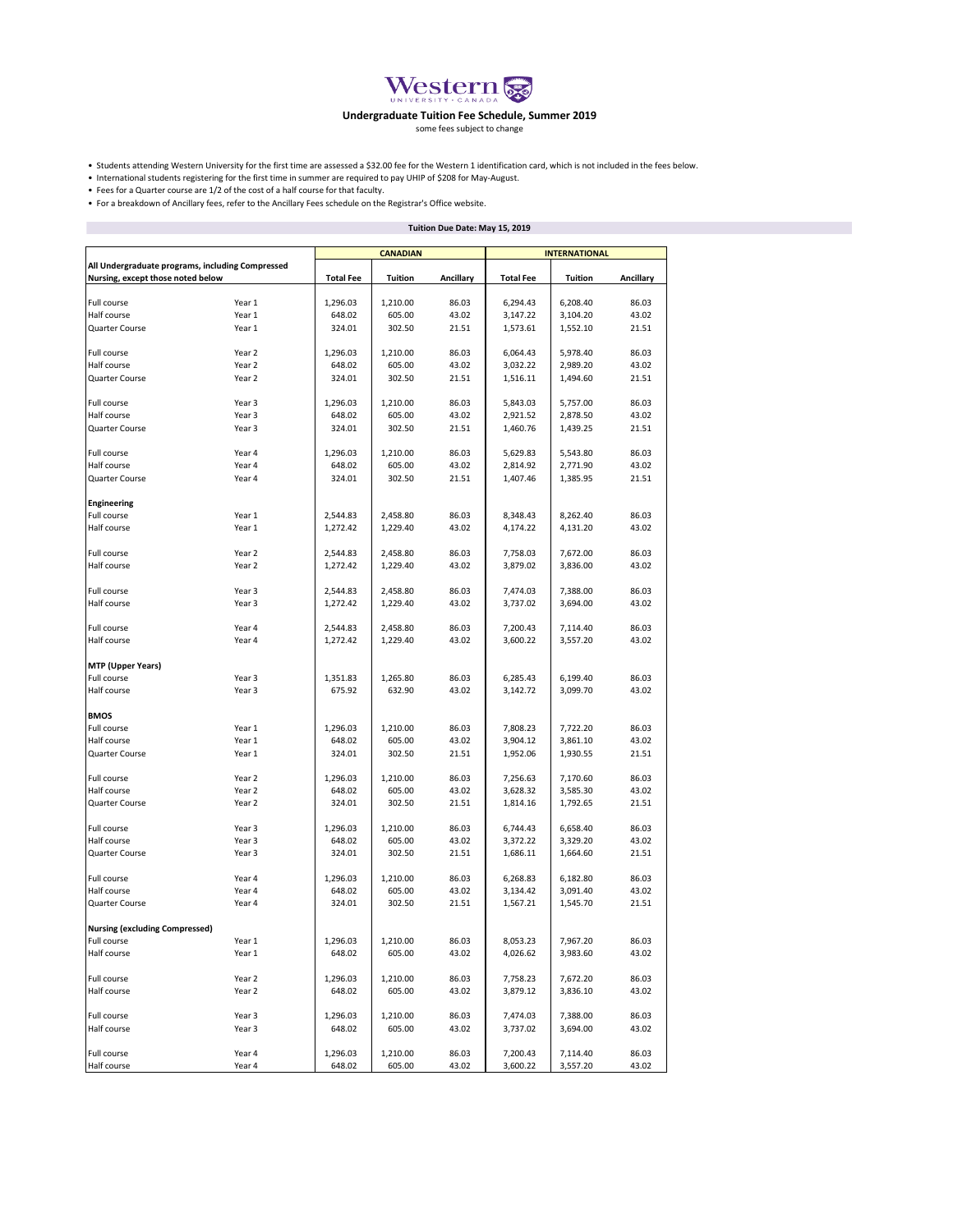# Western University Canada

## Undergraduate Tuition Fee Schedule, Summer 2019

some fees subject to change

- Students attending Western University for the first time are assessed a $32.00 fee for the Western 1 identification card, which is not included in the fees below.
- International students registering for the first time in summer are required to pay UHIP of $208 for May-August.
- Fees for a Quarter course are 1/2 of the cost of a half course for that faculty.
- For a breakdown of Ancillary fees, refer to the Ancillary Fees schedule on the Registrar's Office website.

**Tuition Due Date: May 15, 2019**

| | | CANADIAN | | | INTERNATIONAL | | |
|---|---|---|---|---|---|---|---|
| **All Undergraduate programs, including Compressed Nursing, except those noted below** | | **Total Fee** | **Tuition** | **Ancillary** | **Total Fee** | **Tuition** | **Ancillary** |
| Full course | Year 1 | 1,296.03 | 1,210.00 | 86.03 | 6,294.43 | 6,208.40 | 86.03 |
| Half course | Year 1 | 648.02 | 605.00 | 43.02 | 3,147.22 | 3,104.20 | 43.02 |
| Quarter Course | Year 1 | 324.01 | 302.50 | 21.51 | 1,573.61 | 1,552.10 | 21.51 |
| Full course | Year 2 | 1,296.03 | 1,210.00 | 86.03 | 6,064.43 | 5,978.40 | 86.03 |
| Half course | Year 2 | 648.02 | 605.00 | 43.02 | 3,032.22 | 2,989.20 | 43.02 |
| Quarter Course | Year 2 | 324.01 | 302.50 | 21.51 | 1,516.11 | 1,494.60 | 21.51 |
| Full course | Year 3 | 1,296.03 | 1,210.00 | 86.03 | 5,843.03 | 5,757.00 | 86.03 |
| Half course | Year 3 | 648.02 | 605.00 | 43.02 | 2,921.52 | 2,878.50 | 43.02 |
| Quarter Course | Year 3 | 324.01 | 302.50 | 21.51 | 1,460.76 | 1,439.25 | 21.51 |
| Full course | Year 4 | 1,296.03 | 1,210.00 | 86.03 | 5,629.83 | 5,543.80 | 86.03 |
| Half course | Year 4 | 648.02 | 605.00 | 43.02 | 2,814.92 | 2,771.90 | 43.02 |
| Quarter Course | Year 4 | 324.01 | 302.50 | 21.51 | 1,407.46 | 1,385.95 | 21.51 |
| **Engineering** | | | | | | | |
| Full course | Year 1 | 2,544.83 | 2,458.80 | 86.03 | 8,348.43 | 8,262.40 | 86.03 |
| Half course | Year 1 | 1,272.42 | 1,229.40 | 43.02 | 4,174.22 | 4,131.20 | 43.02 |
| Full course | Year 2 | 2,544.83 | 2,458.80 | 86.03 | 7,758.03 | 7,672.00 | 86.03 |
| Half course | Year 2 | 1,272.42 | 1,229.40 | 43.02 | 3,879.02 | 3,836.00 | 43.02 |
| Full course | Year 3 | 2,544.83 | 2,458.80 | 86.03 | 7,474.03 | 7,388.00 | 86.03 |
| Half course | Year 3 | 1,272.42 | 1,229.40 | 43.02 | 3,737.02 | 3,694.00 | 43.02 |
| Full course | Year 4 | 2,544.83 | 2,458.80 | 86.03 | 7,200.43 | 7,114.40 | 86.03 |
| Half course | Year 4 | 1,272.42 | 1,229.40 | 43.02 | 3,600.22 | 3,557.20 | 43.02 |
| **MTP (Upper Years)** | | | | | | | |
| Full course | Year 3 | 1,351.83 | 1,265.80 | 86.03 | 6,285.43 | 6,199.40 | 86.03 |
| Half course | Year 3 | 675.92 | 632.90 | 43.02 | 3,142.72 | 3,099.70 | 43.02 |
| **BMOS** | | | | | | | |
| Full course | Year 1 | 1,296.03 | 1,210.00 | 86.03 | 7,808.23 | 7,722.20 | 86.03 |
| Half course | Year 1 | 648.02 | 605.00 | 43.02 | 3,904.12 | 3,861.10 | 43.02 |
| Quarter Course | Year 1 | 324.01 | 302.50 | 21.51 | 1,952.06 | 1,930.55 | 21.51 |
| Full course | Year 2 | 1,296.03 | 1,210.00 | 86.03 | 7,256.63 | 7,170.60 | 86.03 |
| Half course | Year 2 | 648.02 | 605.00 | 43.02 | 3,628.32 | 3,585.30 | 43.02 |
| Quarter Course | Year 2 | 324.01 | 302.50 | 21.51 | 1,814.16 | 1,792.65 | 21.51 |
| Full course | Year 3 | 1,296.03 | 1,210.00 | 86.03 | 6,744.43 | 6,658.40 | 86.03 |
| Half course | Year 3 | 648.02 | 605.00 | 43.02 | 3,372.22 | 3,329.20 | 43.02 |
| Quarter Course | Year 3 | 324.01 | 302.50 | 21.51 | 1,686.11 | 1,664.60 | 21.51 |
| Full course | Year 4 | 1,296.03 | 1,210.00 | 86.03 | 6,268.83 | 6,182.80 | 86.03 |
| Half course | Year 4 | 648.02 | 605.00 | 43.02 | 3,134.42 | 3,091.40 | 43.02 |
| Quarter Course | Year 4 | 324.01 | 302.50 | 21.51 | 1,567.21 | 1,545.70 | 21.51 |
| **Nursing (excluding Compressed)** | | | | | | | |
| Full course | Year 1 | 1,296.03 | 1,210.00 | 86.03 | 8,053.23 | 7,967.20 | 86.03 |
| Half course | Year 1 | 648.02 | 605.00 | 43.02 | 4,026.62 | 3,983.60 | 43.02 |
| Full course | Year 2 | 1,296.03 | 1,210.00 | 86.03 | 7,758.23 | 7,672.20 | 86.03 |
| Half course | Year 2 | 648.02 | 605.00 | 43.02 | 3,879.12 | 3,836.10 | 43.02 |
| Full course | Year 3 | 1,296.03 | 1,210.00 | 86.03 | 7,474.03 | 7,388.00 | 86.03 |
| Half course | Year 3 | 648.02 | 605.00 | 43.02 | 3,737.02 | 3,694.00 | 43.02 |
| Full course | Year 4 | 1,296.03 | 1,210.00 | 86.03 | 7,200.43 | 7,114.40 | 86.03 |
| Half course | Year 4 | 648.02 | 605.00 | 43.02 | 3,600.22 | 3,557.20 | 43.02 |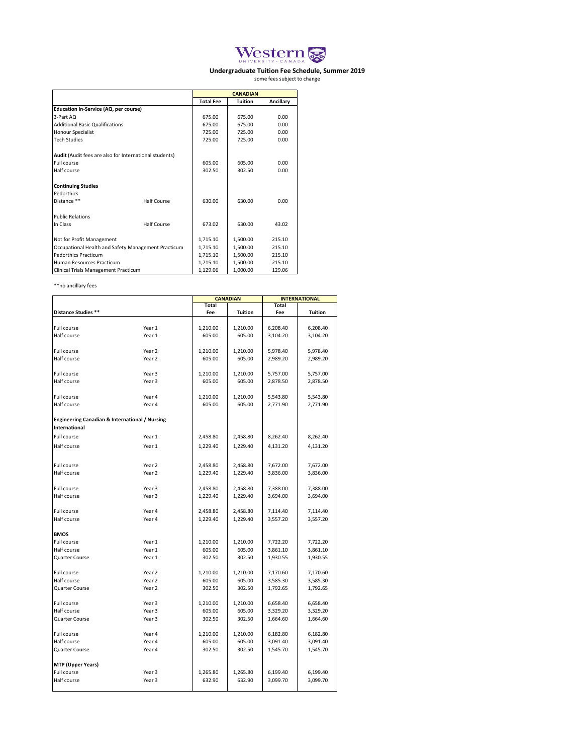# Western University Canada

## Undergraduate Tuition Fee Schedule, Summer 2019

some fees subject to change

| | | CANADIAN | | |
|---|---|---|---|---|
| | | Total Fee | Tuition | Ancillary |
| **Education In-Service (AQ, per course)** | | | | |
| 3-Part AQ | | 675.00 | 675.00 | 0.00 |
| Additional Basic Qualifications | | 675.00 | 675.00 | 0.00 |
| Honour Specialist | | 725.00 | 725.00 | 0.00 |
| Tech Studies | | 725.00 | 725.00 | 0.00 |
| **Audit** (Audit fees are also for International students) | | | | |
| Full course | | 605.00 | 605.00 | 0.00 |
| Half course | | 302.50 | 302.50 | 0.00 |
| **Continuing Studies** | | | | |
| Pedorthics | | | | |
| Distance ** | Half Course | 630.00 | 630.00 | 0.00 |
| Public Relations | | | | |
| In Class | Half Course | 673.02 | 630.00 | 43.02 |
| Not for Profit Management | | 1,715.10 | 1,500.00 | 215.10 |
| Occupational Health and Safety Management Practicum | | 1,715.10 | 1,500.00 | 215.10 |
| Pedorthics Practicum | | 1,715.10 | 1,500.00 | 215.10 |
| Human Resources Practicum | | 1,715.10 | 1,500.00 | 215.10 |
| Clinical Trials Management Practicum | | 1,129.06 | 1,000.00 | 129.06 |

**no ancillary fees

| | | CANADIAN | | INTERNATIONAL | |
|---|---|---|---|---|---|
| **Distance Studies ** ** | | Total Fee | Tuition | Total Fee | Tuition |
| Full course | Year 1 | 1,210.00 | 1,210.00 | 6,208.40 | 6,208.40 |
| Half course | Year 1 | 605.00 | 605.00 | 3,104.20 | 3,104.20 |
| Full course | Year 2 | 1,210.00 | 1,210.00 | 5,978.40 | 5,978.40 |
| Half course | Year 2 | 605.00 | 605.00 | 2,989.20 | 2,989.20 |
| Full course | Year 3 | 1,210.00 | 1,210.00 | 5,757.00 | 5,757.00 |
| Half course | Year 3 | 605.00 | 605.00 | 2,878.50 | 2,878.50 |
| Full course | Year 4 | 1,210.00 | 1,210.00 | 5,543.80 | 5,543.80 |
| Half course | Year 4 | 605.00 | 605.00 | 2,771.90 | 2,771.90 |
| **Engineering Canadian & International / Nursing International** | | | | | |
| Full course | Year 1 | 2,458.80 | 2,458.80 | 8,262.40 | 8,262.40 |
| Half course | Year 1 | 1,229.40 | 1,229.40 | 4,131.20 | 4,131.20 |
| Full course | Year 2 | 2,458.80 | 2,458.80 | 7,672.00 | 7,672.00 |
| Half course | Year 2 | 1,229.40 | 1,229.40 | 3,836.00 | 3,836.00 |
| Full course | Year 3 | 2,458.80 | 2,458.80 | 7,388.00 | 7,388.00 |
| Half course | Year 3 | 1,229.40 | 1,229.40 | 3,694.00 | 3,694.00 |
| Full course | Year 4 | 2,458.80 | 2,458.80 | 7,114.40 | 7,114.40 |
| Half course | Year 4 | 1,229.40 | 1,229.40 | 3,557.20 | 3,557.20 |
| **BMOS** | | | | | |
| Full course | Year 1 | 1,210.00 | 1,210.00 | 7,722.20 | 7,722.20 |
| Half course | Year 1 | 605.00 | 605.00 | 3,861.10 | 3,861.10 |
| Quarter Course | Year 1 | 302.50 | 302.50 | 1,930.55 | 1,930.55 |
| Full course | Year 2 | 1,210.00 | 1,210.00 | 7,170.60 | 7,170.60 |
| Half course | Year 2 | 605.00 | 605.00 | 3,585.30 | 3,585.30 |
| Quarter Course | Year 2 | 302.50 | 302.50 | 1,792.65 | 1,792.65 |
| Full course | Year 3 | 1,210.00 | 1,210.00 | 6,658.40 | 6,658.40 |
| Half course | Year 3 | 605.00 | 605.00 | 3,329.20 | 3,329.20 |
| Quarter Course | Year 3 | 302.50 | 302.50 | 1,664.60 | 1,664.60 |
| Full course | Year 4 | 1,210.00 | 1,210.00 | 6,182.80 | 6,182.80 |
| Half course | Year 4 | 605.00 | 605.00 | 3,091.40 | 3,091.40 |
| Quarter Course | Year 4 | 302.50 | 302.50 | 1,545.70 | 1,545.70 |
| **MTP (Upper Years)** | | | | | |
| Full course | Year 3 | 1,265.80 | 1,265.80 | 6,199.40 | 6,199.40 |
| Half course | Year 3 | 632.90 | 632.90 | 3,099.70 | 3,099.70 |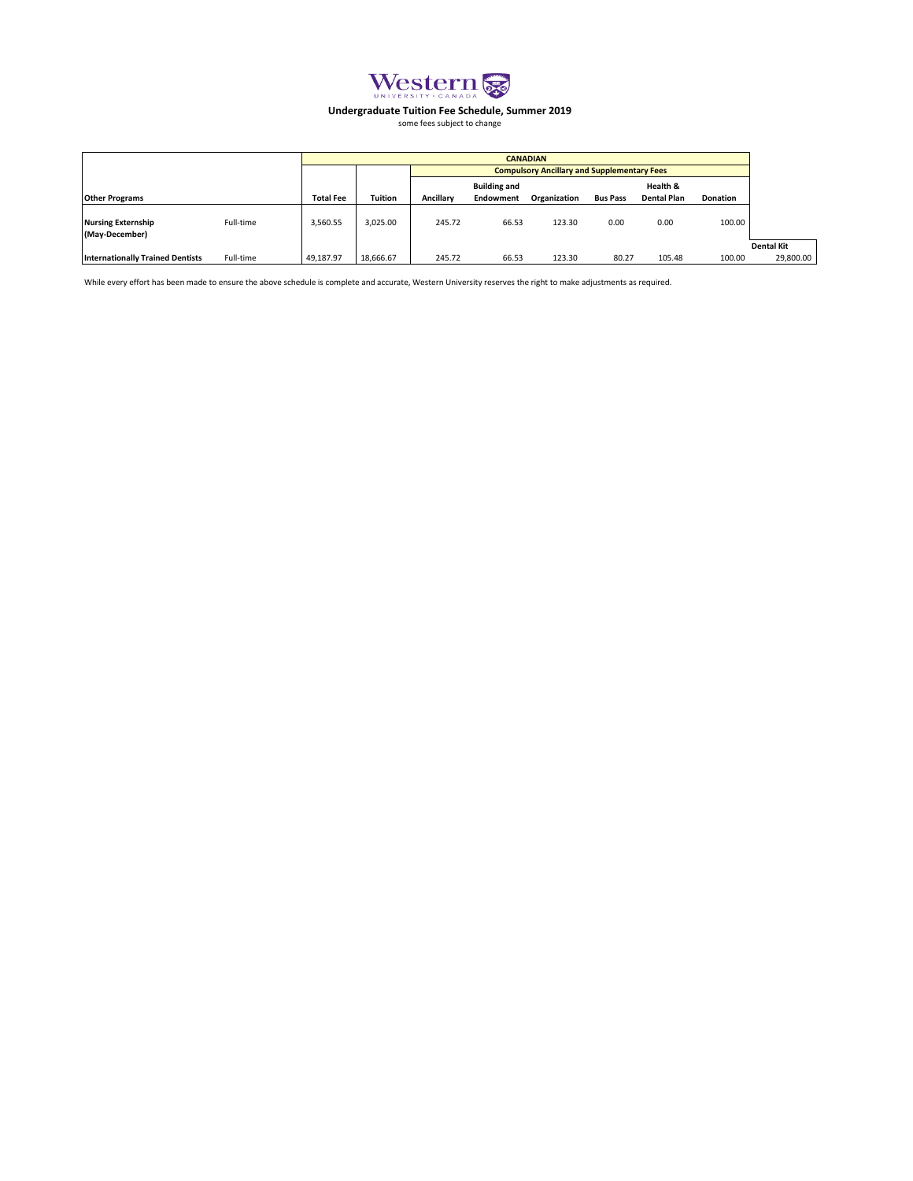Western University · Canada

**Undergraduate Tuition Fee Schedule, Summer 2019**

some fees subject to change

| | | CANADIAN | | | | | | | | |
|---|---|---|---|---|---|---|---|---|---|---|
| | | | | Compulsory Ancillary and Supplementary Fees | | | | | | |
| **Other Programs** | | **Total Fee** | **Tuition** | **Ancillary** | **Building and Endowment** | **Organization** | **Bus Pass** | **Health & Dental Plan** | **Donation** | **Dental Kit** |
| **Nursing Externship (May-December)** | Full-time | 3,560.55 | 3,025.00 | 245.72 | 66.53 | 123.30 | 0.00 | 0.00 | 100.00 | |
| **Internationally Trained Dentists** | Full-time | 49,187.97 | 18,666.67 | 245.72 | 66.53 | 123.30 | 80.27 | 105.48 | 100.00 | 29,800.00 |

While every effort has been made to ensure the above schedule is complete and accurate, Western University reserves the right to make adjustments as required.